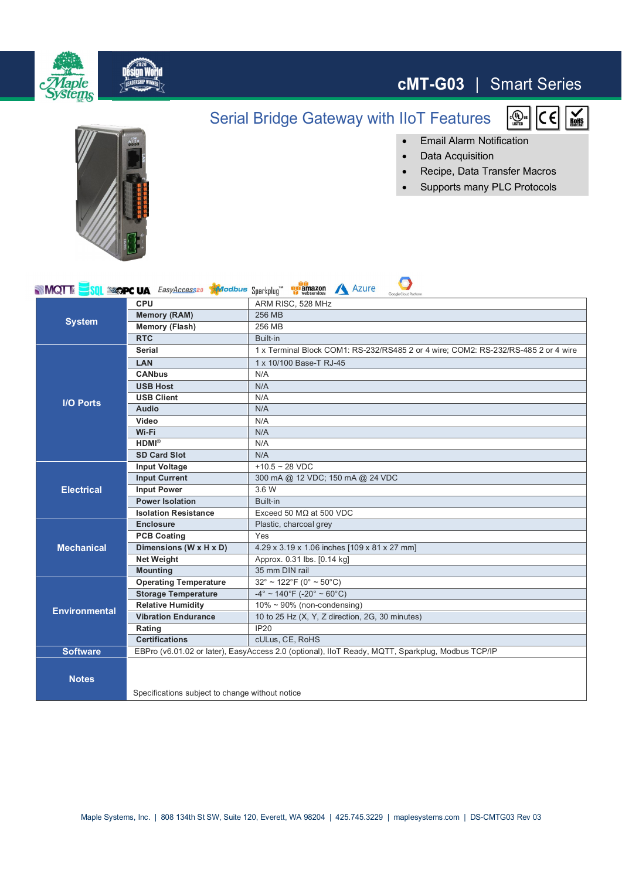# cMT-G03 | Smart Series

## Serial Bridge Gateway with IIoT Features

- Email Alarm Notification
- Data Acquisition
- Recipe, Data Transfer Macros
- Supports many PLC Protocols

MQTT SQL OPC UA EasyAccess2.0 Modbus Sparkplug amazon webservices Azure Google Cloud Platform

| | | |
|---|---|---|
| System | CPU | ARM RISC, 528 MHz |
| | Memory (RAM) | 256 MB |
| | Memory (Flash) | 256 MB |
| | RTC | Built-in |
| I/O Ports | Serial | 1 x Terminal Block COM1: RS-232/RS485 2 or 4 wire; COM2: RS-232/RS-485 2 or 4 wire |
| | LAN | 1 x 10/100 Base-T RJ-45 |
| | CANbus | N/A |
| | USB Host | N/A |
| | USB Client | N/A |
| | Audio | N/A |
| | Video | N/A |
| | Wi-Fi | N/A |
| | HDMI® | N/A |
| | SD Card Slot | N/A |
| Electrical | Input Voltage | +10.5 ~ 28 VDC |
| | Input Current | 300 mA @ 12 VDC; 150 mA @ 24 VDC |
| | Input Power | 3.6 W |
| | Power Isolation | Built-in |
| | Isolation Resistance | Exceed 50 MΩ at 500 VDC |
| Mechanical | Enclosure | Plastic, charcoal grey |
| | PCB Coating | Yes |
| | Dimensions (W x H x D) | 4.29 x 3.19 x 1.06 inches [109 x 81 x 27 mm] |
| | Net Weight | Approx. 0.31 lbs. [0.14 kg] |
| | Mounting | 35 mm DIN rail |
| Environmental | Operating Temperature | 32° ~ 122°F (0° ~ 50°C) |
| | Storage Temperature | -4° ~ 140°F (-20° ~ 60°C) |
| | Relative Humidity | 10% ~ 90% (non-condensing) |
| | Vibration Endurance | 10 to 25 Hz (X, Y, Z direction, 2G, 30 minutes) |
| | Rating | IP20 |
| | Certifications | cULus, CE, RoHS |
| Software | EBPro (v6.01.02 or later), EasyAccess 2.0 (optional), IIoT Ready, MQTT, Sparkplug, Modbus TCP/IP | |
| Notes | Specifications subject to change without notice | |

Maple Systems, Inc. | 808 134th St SW, Suite 120, Everett, WA 98204 | 425.745.3229 | maplesystems.com | DS-CMTG03 Rev 03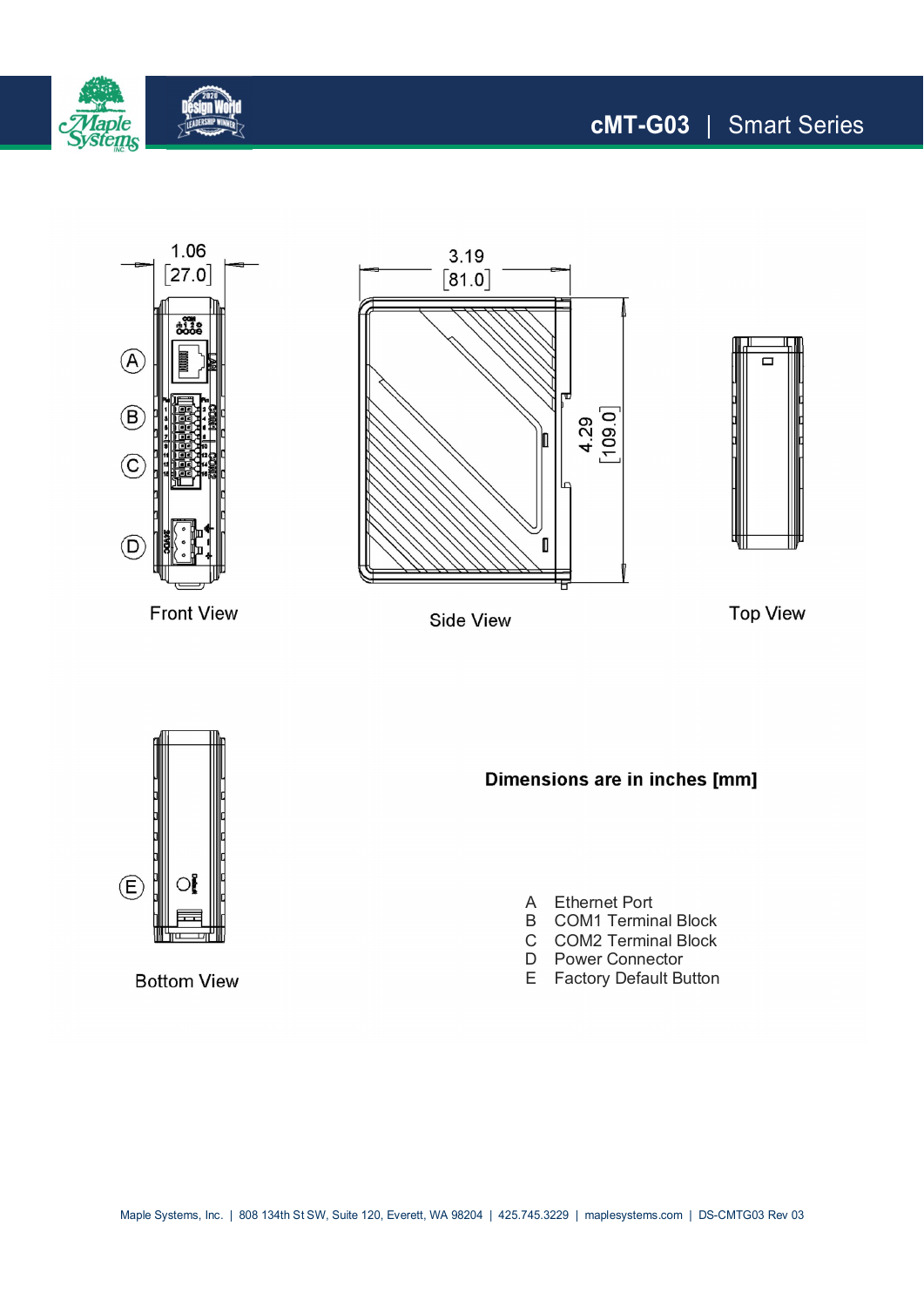1.06
[27.0]

3.19
[81.0]

4.29
[109.0]

A

B

C

D

Front View

Side View

Top View

E

Bottom View

**Dimensions are in inches [mm]**

A Ethernet Port
B COM1 Terminal Block
C COM2 Terminal Block
D Power Connector
E Factory Default Button